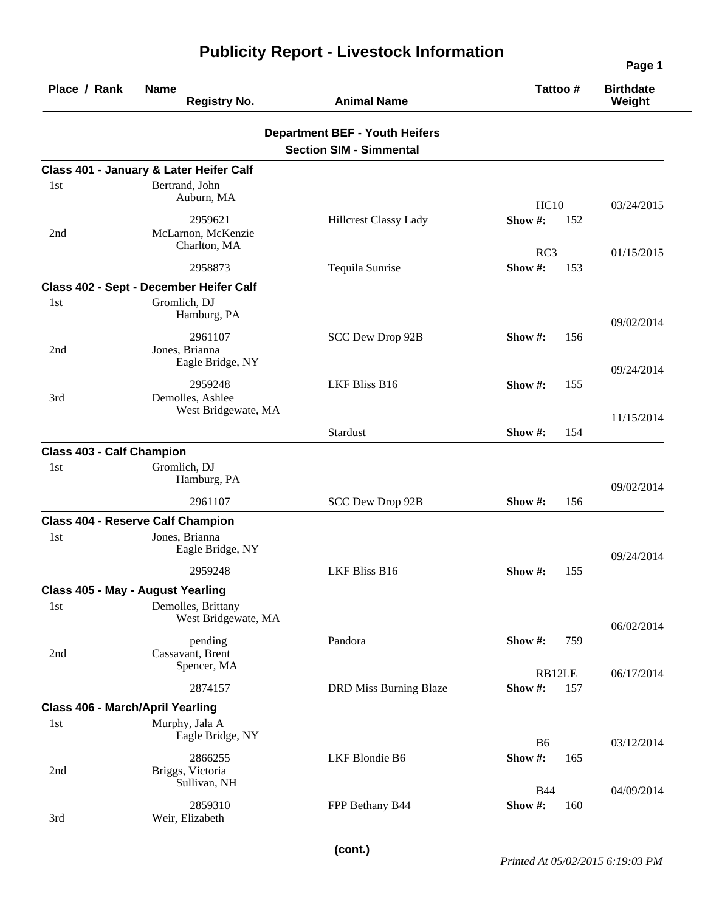# Publicity Report - Livestock Information

| Place / Rank | Name / Registry No. | Animal Name | Tattoo # | Birthdate / Weight |
|---|---|---|---|---|

## Department BEF - Youth Heifers

### Section SIM - Simmental

**Class 401 - January & Later Heifer Calf**

| Place / Rank | Name / Registry No. | Animal Name | Tattoo # | Birthdate / Weight |
|---|---|---|---|---|
| 1st | Bertrand, John<br>Auburn, MA<br>2959621 | Hillcrest Classy Lady | HC10<br>Show #: 152 | 03/24/2015 |
| 2nd | McLarnon, McKenzie<br>Charlton, MA<br>2958873 | Tequila Sunrise | RC3<br>Show #: 153 | 01/15/2015 |

**Class 402 - Sept - December Heifer Calf**

| Place / Rank | Name / Registry No. | Animal Name | Tattoo # | Birthdate / Weight |
|---|---|---|---|---|
| 1st | Gromlich, DJ<br>Hamburg, PA<br>2961107 | SCC Dew Drop 92B | Show #: 156 | 09/02/2014 |
| 2nd | Jones, Brianna<br>Eagle Bridge, NY<br>2959248 | LKF Bliss B16 | Show #: 155 | 09/24/2014 |
| 3rd | Demolles, Ashlee<br>West Bridgewate, MA | Stardust | Show #: 154 | 11/15/2014 |

**Class 403 - Calf Champion**

| Place / Rank | Name / Registry No. | Animal Name | Tattoo # | Birthdate / Weight |
|---|---|---|---|---|
| 1st | Gromlich, DJ<br>Hamburg, PA<br>2961107 | SCC Dew Drop 92B | Show #: 156 | 09/02/2014 |

**Class 404 - Reserve Calf Champion**

| Place / Rank | Name / Registry No. | Animal Name | Tattoo # | Birthdate / Weight |
|---|---|---|---|---|
| 1st | Jones, Brianna<br>Eagle Bridge, NY<br>2959248 | LKF Bliss B16 | Show #: 155 | 09/24/2014 |

**Class 405 - May - August Yearling**

| Place / Rank | Name / Registry No. | Animal Name | Tattoo # | Birthdate / Weight |
|---|---|---|---|---|
| 1st | Demolles, Brittany<br>West Bridgewate, MA<br>pending | Pandora | Show #: 759 | 06/02/2014 |
| 2nd | Cassavant, Brent<br>Spencer, MA<br>2874157 | DRD Miss Burning Blaze | RB12LE<br>Show #: 157 | 06/17/2014 |

**Class 406 - March/April Yearling**

| Place / Rank | Name / Registry No. | Animal Name | Tattoo # | Birthdate / Weight |
|---|---|---|---|---|
| 1st | Murphy, Jala A<br>Eagle Bridge, NY<br>2866255 | LKF Blondie B6 | B6<br>Show #: 165 | 03/12/2014 |
| 2nd | Briggs, Victoria<br>Sullivan, NH<br>2859310 | FPP Bethany B44 | B44<br>Show #: 160 | 04/09/2014 |
| 3rd | Weir, Elizabeth | | | |

(cont.)

*Printed At 05/02/2015 6:19:03 PM*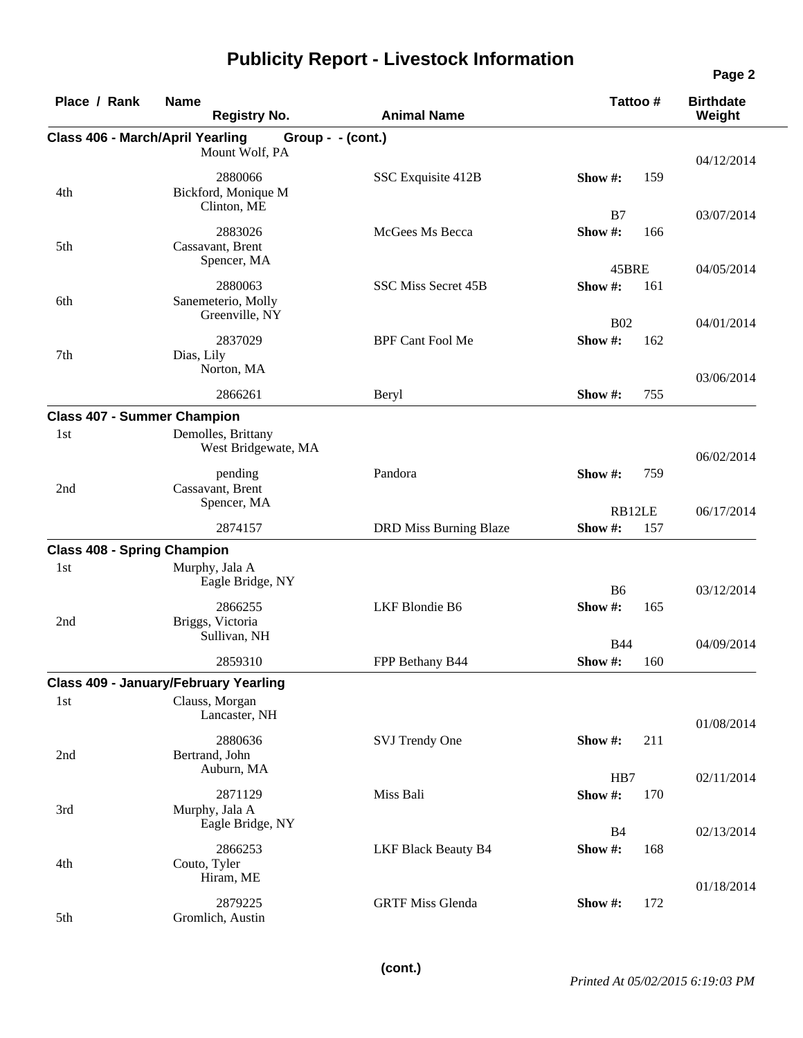# Publicity Report - Livestock Information

## Class 406 - March/April Yearling Group - - (cont.)

| Place / Rank | Name | Registry No. | Animal Name | Tattoo # | Show # | Birthdate / Weight |
|---|---|---|---|---|---|---|
| | Mount Wolf, PA | 2880066 | SSC Exquisite 412B | | 159 | 04/12/2014 |
| 4th | Bickford, Monique M<br>Clinton, ME | 2883026 | McGees Ms Becca | B7 | 166 | 03/07/2014 |
| 5th | Cassavant, Brent<br>Spencer, MA | 2880063 | SSC Miss Secret 45B | 45BRE | 161 | 04/05/2014 |
| 6th | Sanemeterio, Molly<br>Greenville, NY | 2837029 | BPF Cant Fool Me | B02 | 162 | 04/01/2014 |
| 7th | Dias, Lily<br>Norton, MA | 2866261 | Beryl | | 755 | 03/06/2014 |

## Class 407 - Summer Champion

| Place / Rank | Name | Registry No. | Animal Name | Tattoo # | Show # | Birthdate / Weight |
|---|---|---|---|---|---|---|
| 1st | Demolles, Brittany<br>West Bridgewate, MA | pending | Pandora | | 759 | 06/02/2014 |
| 2nd | Cassavant, Brent<br>Spencer, MA | 2874157 | DRD Miss Burning Blaze | RB12LE | 157 | 06/17/2014 |

## Class 408 - Spring Champion

| Place / Rank | Name | Registry No. | Animal Name | Tattoo # | Show # | Birthdate / Weight |
|---|---|---|---|---|---|---|
| 1st | Murphy, Jala A<br>Eagle Bridge, NY | 2866255 | LKF Blondie B6 | B6 | 165 | 03/12/2014 |
| 2nd | Briggs, Victoria<br>Sullivan, NH | 2859310 | FPP Bethany B44 | B44 | 160 | 04/09/2014 |

## Class 409 - January/February Yearling

| Place / Rank | Name | Registry No. | Animal Name | Tattoo # | Show # | Birthdate / Weight |
|---|---|---|---|---|---|---|
| 1st | Clauss, Morgan<br>Lancaster, NH | 2880636 | SVJ Trendy One | | 211 | 01/08/2014 |
| 2nd | Bertrand, John<br>Auburn, MA | 2871129 | Miss Bali | HB7 | 170 | 02/11/2014 |
| 3rd | Murphy, Jala A<br>Eagle Bridge, NY | 2866253 | LKF Black Beauty B4 | B4 | 168 | 02/13/2014 |
| 4th | Couto, Tyler<br>Hiram, ME | 2879225 | GRTF Miss Glenda | | 172 | 01/18/2014 |
| 5th | Gromlich, Austin | | | | | |

**(cont.)**

*Printed At 05/02/2015 6:19:03 PM*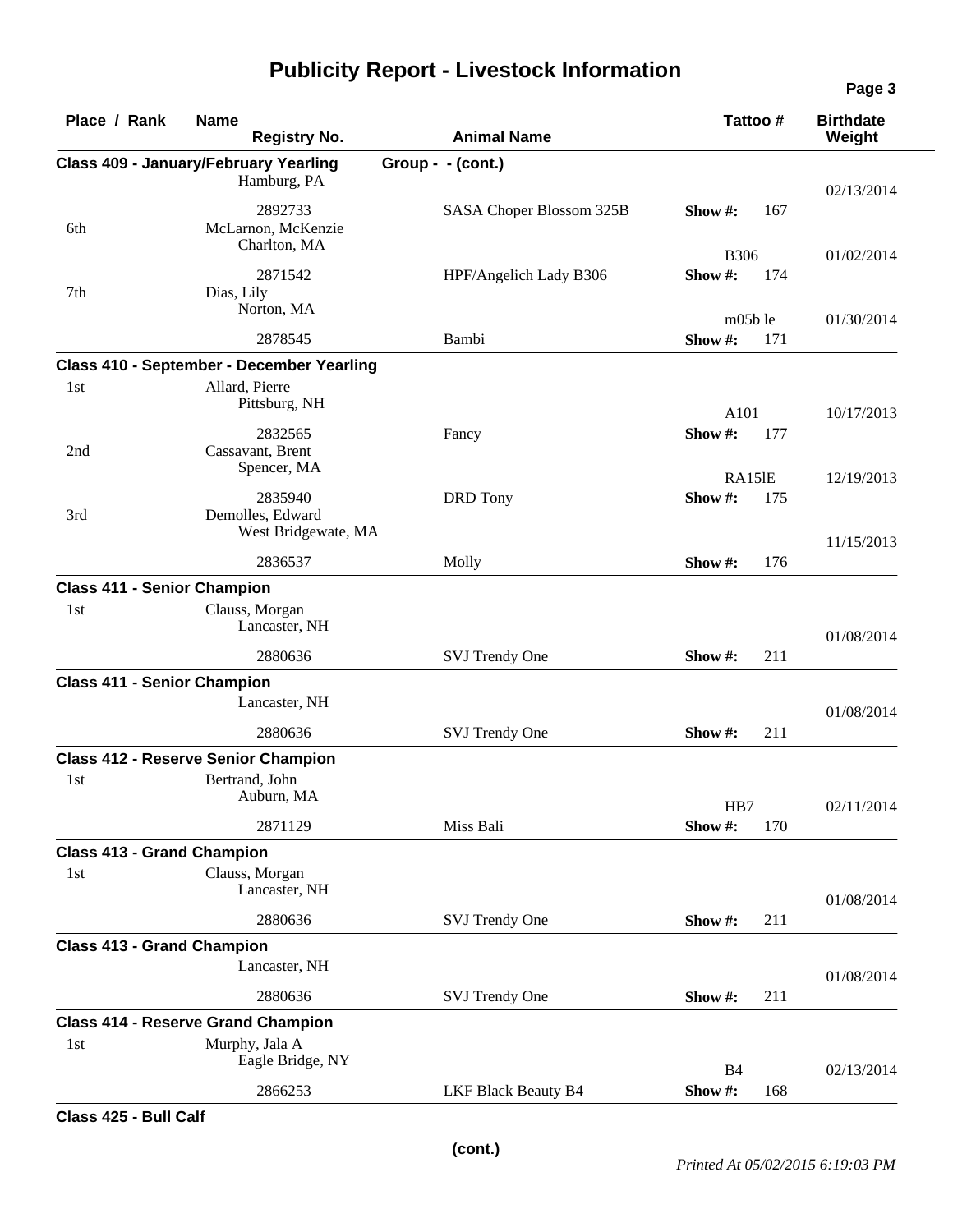# Publicity Report - Livestock Information

| Place / Rank | Name / Registry No. | Animal Name | Tattoo # | Birthdate / Weight |
|---|---|---|---|---|
| **Class 409 - January/February Yearling** | **Group - - (cont.)** | | | |
| | Hamburg, PA | | | 02/13/2014 |
| | 2892733 | SASA Choper Blossom 325B | Show #: 167 | |
| 6th | McLarnon, McKenzie | | | |
| | Charlton, MA | | B306 | 01/02/2014 |
| | 2871542 | HPF/Angelich Lady B306 | Show #: 174 | |
| 7th | Dias, Lily | | | |
| | Norton, MA | | m05b le | 01/30/2014 |
| | 2878545 | Bambi | Show #: 171 | |
| **Class 410 - September - December Yearling** | | | | |
| 1st | Allard, Pierre | | | |
| | Pittsburg, NH | | A101 | 10/17/2013 |
| | 2832565 | Fancy | Show #: 177 | |
| 2nd | Cassavant, Brent | | | |
| | Spencer, MA | | RA15lE | 12/19/2013 |
| | 2835940 | DRD Tony | Show #: 175 | |
| 3rd | Demolles, Edward | | | |
| | West Bridgewate, MA | | | 11/15/2013 |
| | 2836537 | Molly | Show #: 176 | |
| **Class 411 - Senior Champion** | | | | |
| 1st | Clauss, Morgan | | | |
| | Lancaster, NH | | | 01/08/2014 |
| | 2880636 | SVJ Trendy One | Show #: 211 | |
| **Class 411 - Senior Champion** | | | | |
| | Lancaster, NH | | | 01/08/2014 |
| | 2880636 | SVJ Trendy One | Show #: 211 | |
| **Class 412 - Reserve Senior Champion** | | | | |
| 1st | Bertrand, John | | | |
| | Auburn, MA | | HB7 | 02/11/2014 |
| | 2871129 | Miss Bali | Show #: 170 | |
| **Class 413 - Grand Champion** | | | | |
| 1st | Clauss, Morgan | | | |
| | Lancaster, NH | | | 01/08/2014 |
| | 2880636 | SVJ Trendy One | Show #: 211 | |
| **Class 413 - Grand Champion** | | | | |
| | Lancaster, NH | | | 01/08/2014 |
| | 2880636 | SVJ Trendy One | Show #: 211 | |
| **Class 414 - Reserve Grand Champion** | | | | |
| 1st | Murphy, Jala A | | | |
| | Eagle Bridge, NY | | B4 | 02/13/2014 |
| | 2866253 | LKF Black Beauty B4 | Show #: 168 | |
| **Class 425 - Bull Calf** | | | | |

(cont.)

*Printed At 05/02/2015 6:19:03 PM*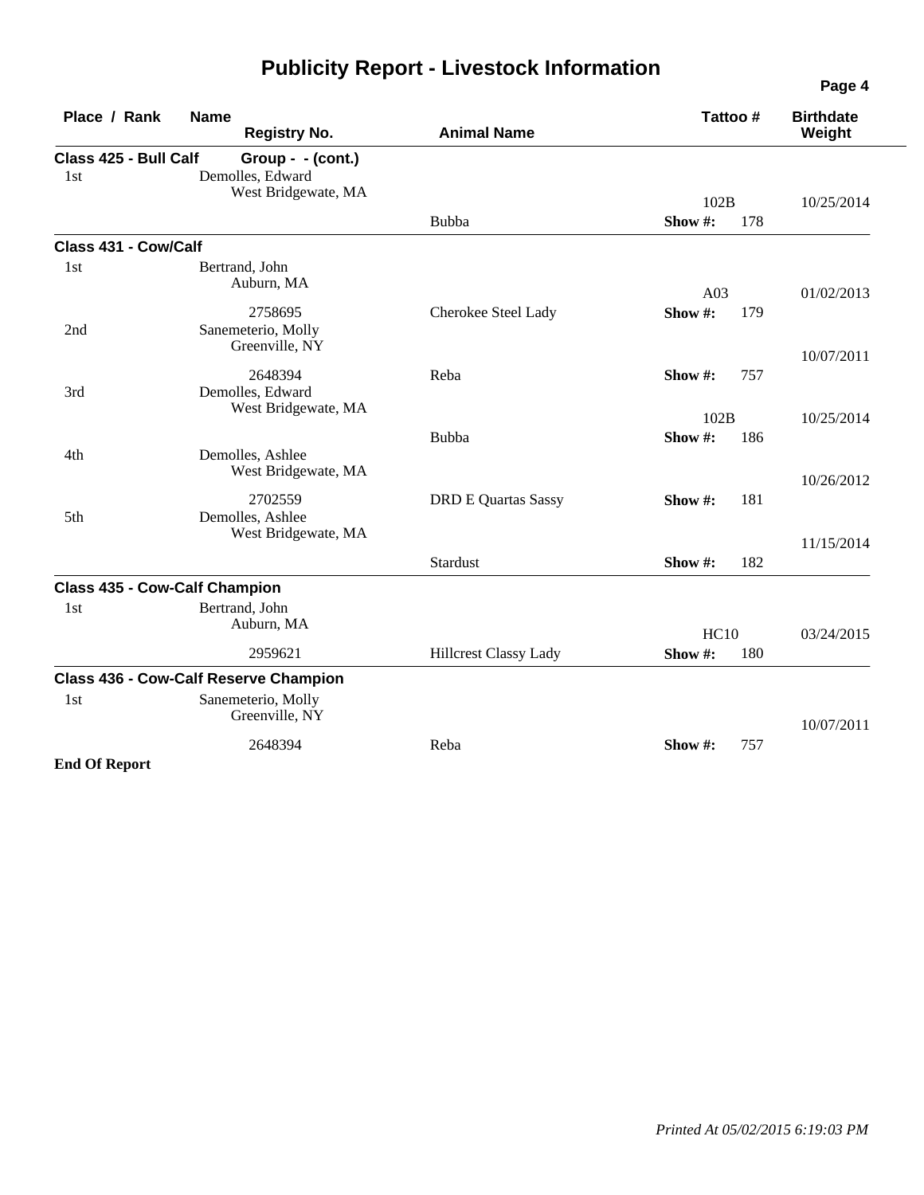# Publicity Report - Livestock Information

| Place / Rank | Name / Registry No. | Animal Name | Tattoo # | Birthdate / Weight |
|---|---|---|---|---|
| **Class 425 - Bull Calf** | **Group - - (cont.)** | | | |
| 1st | Demolles, Edward<br>West Bridgewate, MA | | 102B | 10/25/2014 |
| | | Bubba | **Show #:** 178 | |
| **Class 431 - Cow/Calf** | | | | |
| 1st | Bertrand, John<br>Auburn, MA | | A03 | 01/02/2013 |
| | 2758695 | Cherokee Steel Lady | **Show #:** 179 | |
| 2nd | Sanemeterio, Molly<br>Greenville, NY | | | 10/07/2011 |
| | 2648394 | Reba | **Show #:** 757 | |
| 3rd | Demolles, Edward<br>West Bridgewate, MA | | 102B | 10/25/2014 |
| | | Bubba | **Show #:** 186 | |
| 4th | Demolles, Ashlee<br>West Bridgewate, MA | | | 10/26/2012 |
| | 2702559 | DRD E Quartas Sassy | **Show #:** 181 | |
| 5th | Demolles, Ashlee<br>West Bridgewate, MA | | | 11/15/2014 |
| | | Stardust | **Show #:** 182 | |
| **Class 435 - Cow-Calf Champion** | | | | |
| 1st | Bertrand, John<br>Auburn, MA | | HC10 | 03/24/2015 |
| | 2959621 | Hillcrest Classy Lady | **Show #:** 180 | |
| **Class 436 - Cow-Calf Reserve Champion** | | | | |
| 1st | Sanemeterio, Molly<br>Greenville, NY | | | 10/07/2011 |
| | 2648394 | Reba | **Show #:** 757 | |

**End Of Report**

*Printed At 05/02/2015 6:19:03 PM*